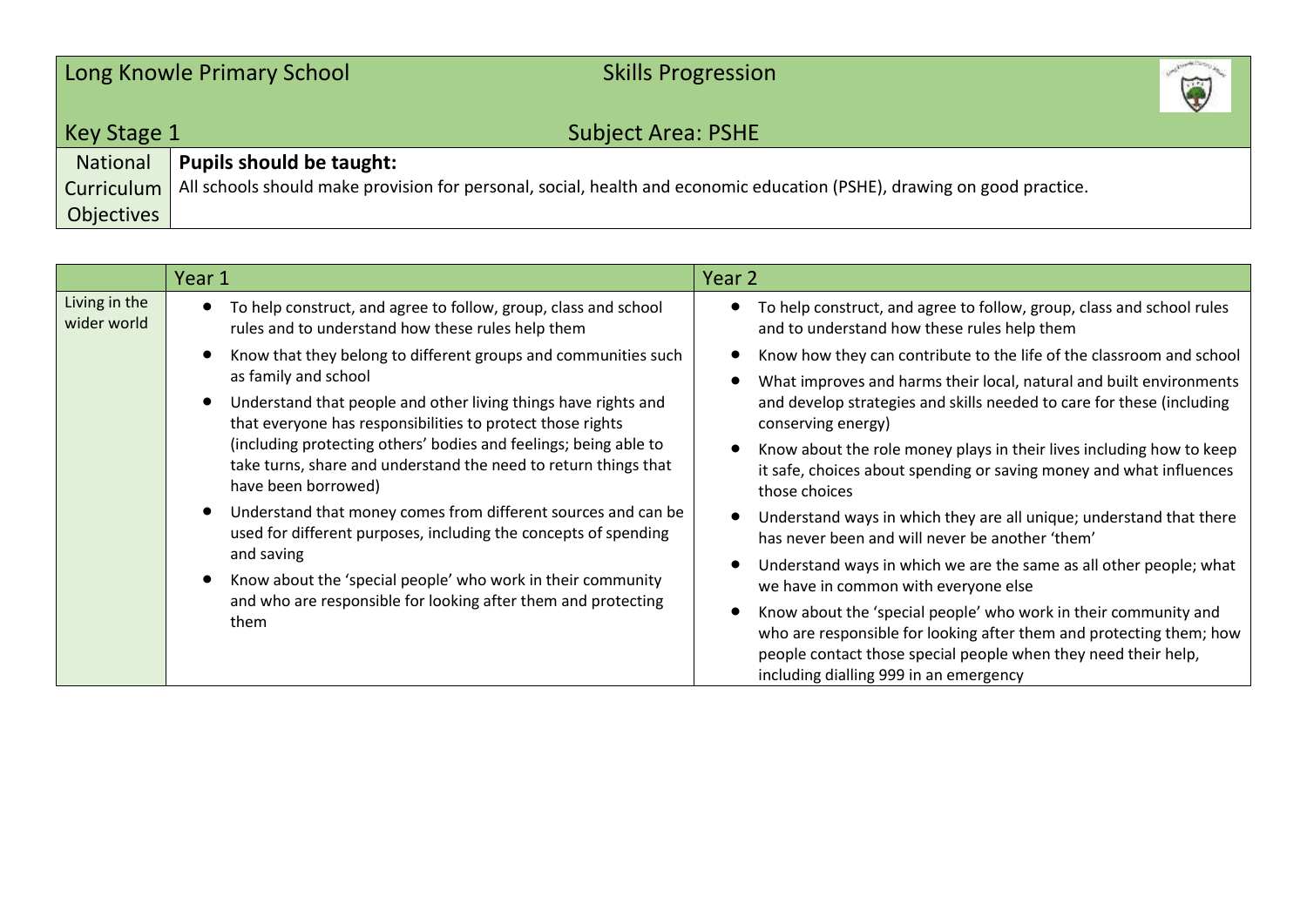| Long Knowle Primary School | Skills Progression |
|---|---|
| Key Stage 1 | Subject Area: PSHE |
| National Curriculum Objectives | **Pupils should be taught:**<br>All schools should make provision for personal, social, health and economic education (PSHE), drawing on good practice. |

| | Year 1 | Year 2 |
|---|---|---|
| Living in the wider world | • To help construct, and agree to follow, group, class and school rules and to understand how these rules help them<br>• Know that they belong to different groups and communities such as family and school<br>• Understand that people and other living things have rights and that everyone has responsibilities to protect those rights (including protecting others' bodies and feelings; being able to take turns, share and understand the need to return things that have been borrowed)<br>• Understand that money comes from different sources and can be used for different purposes, including the concepts of spending and saving<br>• Know about the 'special people' who work in their community and who are responsible for looking after them and protecting them | • To help construct, and agree to follow, group, class and school rules and to understand how these rules help them<br>• Know how they can contribute to the life of the classroom and school<br>• What improves and harms their local, natural and built environments and develop strategies and skills needed to care for these (including conserving energy)<br>• Know about the role money plays in their lives including how to keep it safe, choices about spending or saving money and what influences those choices<br>• Understand ways in which they are all unique; understand that there has never been and will never be another 'them'<br>• Understand ways in which we are the same as all other people; what we have in common with everyone else<br>• Know about the 'special people' who work in their community and who are responsible for looking after them and protecting them; how people contact those special people when they need their help, including dialling 999 in an emergency |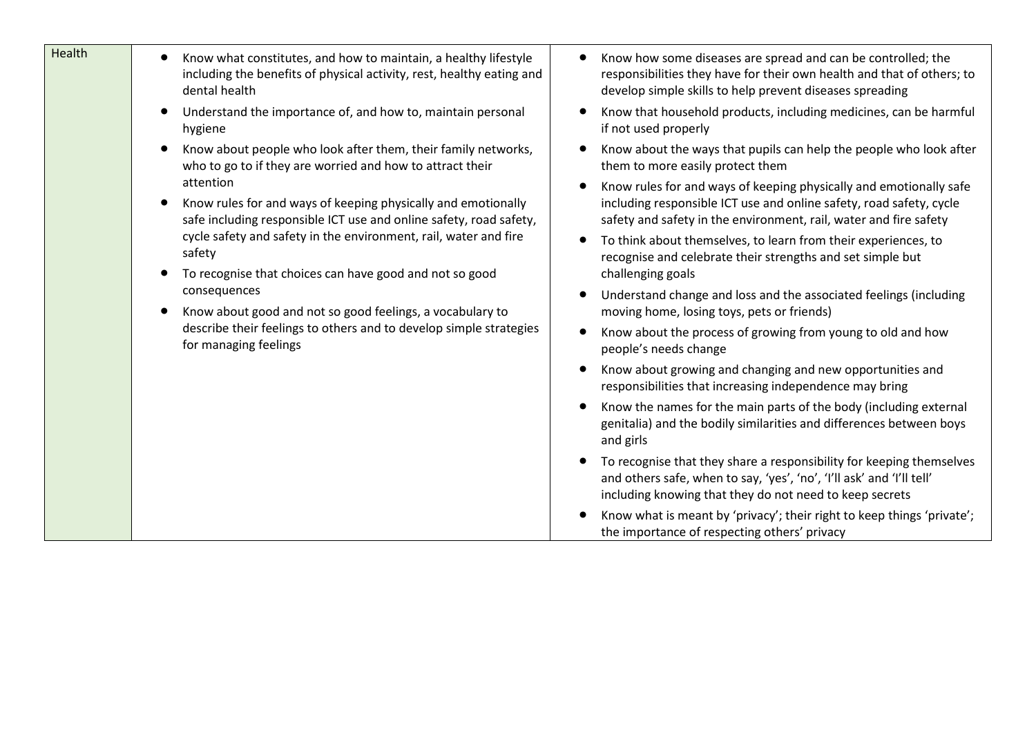| Health | • Know what constitutes, and how to maintain, a healthy lifestyle including the benefits of physical activity, rest, healthy eating and dental health<br>• Understand the importance of, and how to, maintain personal hygiene<br>• Know about people who look after them, their family networks, who to go to if they are worried and how to attract their attention<br>• Know rules for and ways of keeping physically and emotionally safe including responsible ICT use and online safety, road safety, cycle safety and safety in the environment, rail, water and fire safety<br>• To recognise that choices can have good and not so good consequences<br>• Know about good and not so good feelings, a vocabulary to describe their feelings to others and to develop simple strategies for managing feelings | • Know how some diseases are spread and can be controlled; the responsibilities they have for their own health and that of others; to develop simple skills to help prevent diseases spreading<br>• Know that household products, including medicines, can be harmful if not used properly<br>• Know about the ways that pupils can help the people who look after them to more easily protect them<br>• Know rules for and ways of keeping physically and emotionally safe including responsible ICT use and online safety, road safety, cycle safety and safety in the environment, rail, water and fire safety<br>• To think about themselves, to learn from their experiences, to recognise and celebrate their strengths and set simple but challenging goals<br>• Understand change and loss and the associated feelings (including moving home, losing toys, pets or friends)<br>• Know about the process of growing from young to old and how people's needs change<br>• Know about growing and changing and new opportunities and responsibilities that increasing independence may bring<br>• Know the names for the main parts of the body (including external genitalia) and the bodily similarities and differences between boys and girls<br>• To recognise that they share a responsibility for keeping themselves and others safe, when to say, 'yes', 'no', 'I'll ask' and 'I'll tell' including knowing that they do not need to keep secrets<br>• Know what is meant by 'privacy'; their right to keep things 'private'; the importance of respecting others' privacy |
|---|---|---|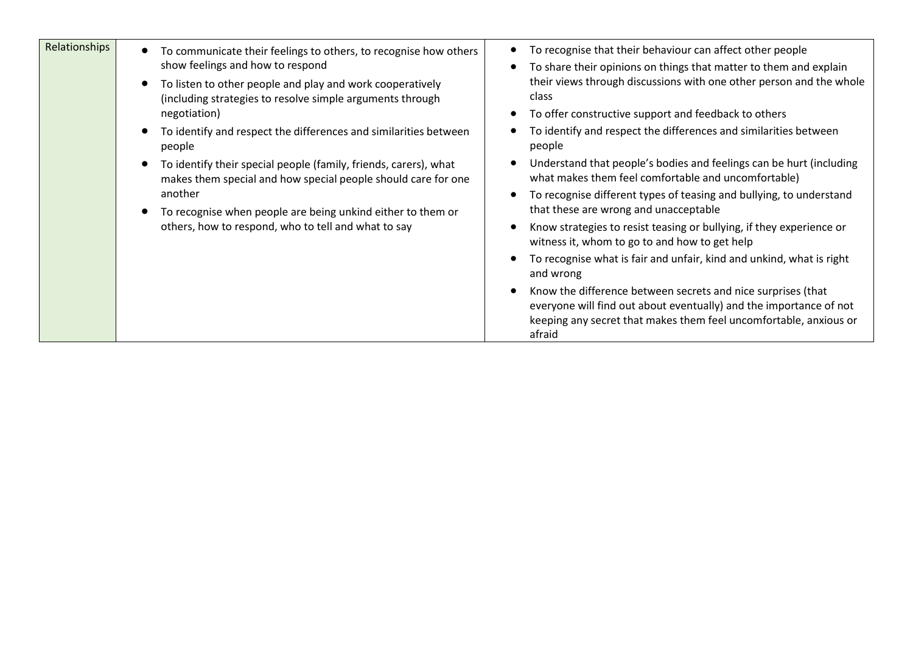| | | |
|---|---|---|
| Relationships | <ul><li>To communicate their feelings to others, to recognise how others show feelings and how to respond</li><li>To listen to other people and play and work cooperatively (including strategies to resolve simple arguments through negotiation)</li><li>To identify and respect the differences and similarities between people</li><li>To identify their special people (family, friends, carers), what makes them special and how special people should care for one another</li><li>To recognise when people are being unkind either to them or others, how to respond, who to tell and what to say</li></ul> | <ul><li>To recognise that their behaviour can affect other people</li><li>To share their opinions on things that matter to them and explain their views through discussions with one other person and the whole class</li><li>To offer constructive support and feedback to others</li><li>To identify and respect the differences and similarities between people</li><li>Understand that people's bodies and feelings can be hurt (including what makes them feel comfortable and uncomfortable)</li><li>To recognise different types of teasing and bullying, to understand that these are wrong and unacceptable</li><li>Know strategies to resist teasing or bullying, if they experience or witness it, whom to go to and how to get help</li><li>To recognise what is fair and unfair, kind and unkind, what is right and wrong</li><li>Know the difference between secrets and nice surprises (that everyone will find out about eventually) and the importance of not keeping any secret that makes them feel uncomfortable, anxious or afraid</li></ul> |